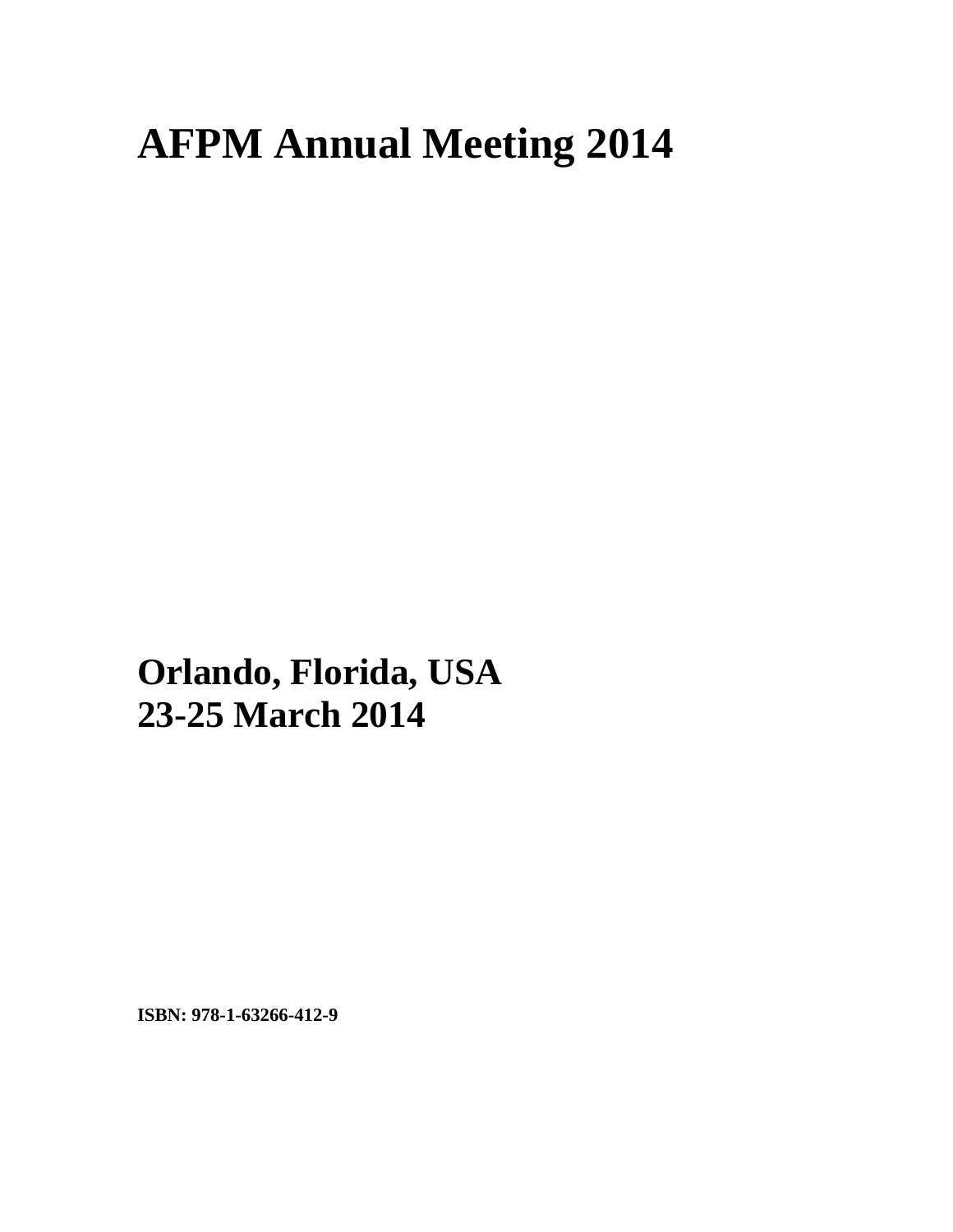# AFPM Annual Meeting 2014

**Orlando, Florida, USA**
**23-25 March 2014**

**ISBN: 978-1-63266-412-9**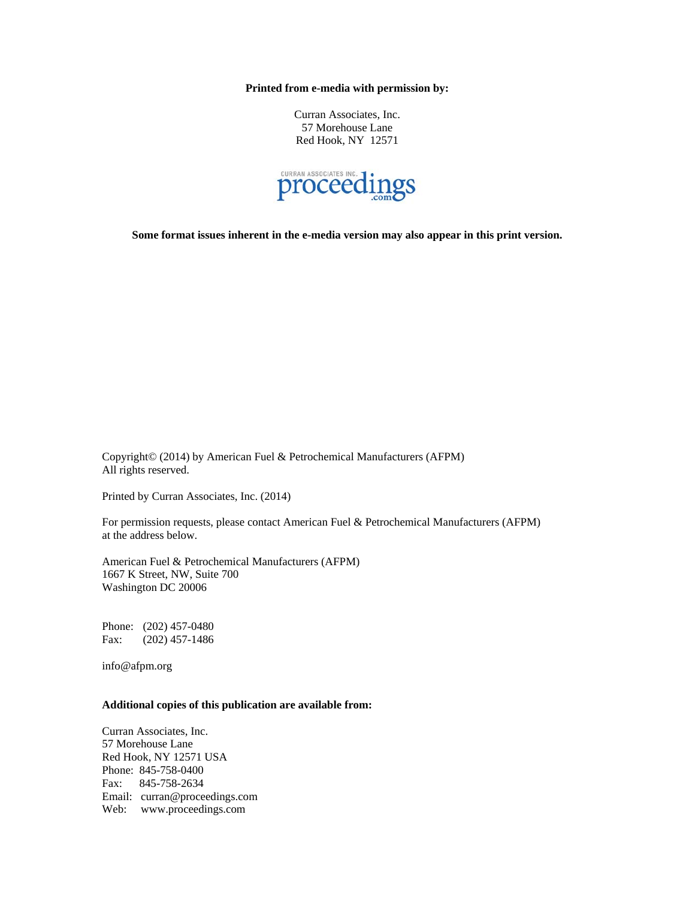**Printed from e-media with permission by:**

Curran Associates, Inc.
57 Morehouse Lane
Red Hook, NY 12571

**Some format issues inherent in the e-media version may also appear in this print version.**

Copyright© (2014) by American Fuel & Petrochemical Manufacturers (AFPM)
All rights reserved.

Printed by Curran Associates, Inc. (2014)

For permission requests, please contact American Fuel & Petrochemical Manufacturers (AFPM) at the address below.

American Fuel & Petrochemical Manufacturers (AFPM)
1667 K Street, NW, Suite 700
Washington DC 20006

Phone: (202) 457-0480
Fax: (202) 457-1486

info@afpm.org

**Additional copies of this publication are available from:**

Curran Associates, Inc.
57 Morehouse Lane
Red Hook, NY 12571 USA
Phone: 845-758-0400
Fax: 845-758-2634
Email: curran@proceedings.com
Web: www.proceedings.com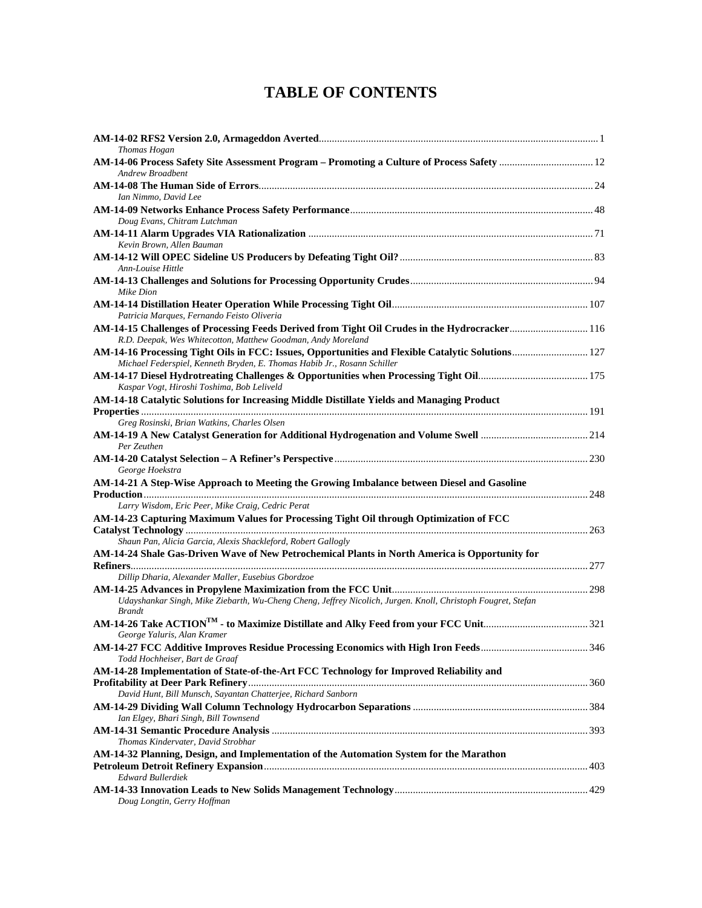# TABLE OF CONTENTS

**AM-14-02 RFS2 Version 2.0, Armageddon Averted** ..... 1
*Thomas Hogan*

**AM-14-06 Process Safety Site Assessment Program – Promoting a Culture of Process Safety** ..... 12
*Andrew Broadbent*

**AM-14-08 The Human Side of Errors** ..... 24
*Ian Nimmo, David Lee*

**AM-14-09 Networks Enhance Process Safety Performance** ..... 48
*Doug Evans, Chitram Lutchman*

**AM-14-11 Alarm Upgrades VIA Rationalization** ..... 71
*Kevin Brown, Allen Bauman*

**AM-14-12 Will OPEC Sideline US Producers by Defeating Tight Oil?** ..... 83
*Ann-Louise Hittle*

**AM-14-13 Challenges and Solutions for Processing Opportunity Crudes** ..... 94
*Mike Dion*

**AM-14-14 Distillation Heater Operation While Processing Tight Oil** ..... 107
*Patricia Marques, Fernando Feisto Oliveria*

**AM-14-15 Challenges of Processing Feeds Derived from Tight Oil Crudes in the Hydrocracker** ..... 116
*R.D. Deepak, Wes Whitecotton, Matthew Goodman, Andy Moreland*

**AM-14-16 Processing Tight Oils in FCC: Issues, Opportunities and Flexible Catalytic Solutions** ..... 127
*Michael Federspiel, Kenneth Bryden, E. Thomas Habib Jr., Rosann Schiller*

**AM-14-17 Diesel Hydrotreating Challenges & Opportunities when Processing Tight Oil** ..... 175
*Kaspar Vogt, Hiroshi Toshima, Bob Leliveld*

**AM-14-18 Catalytic Solutions for Increasing Middle Distillate Yields and Managing Product Properties** ..... 191
*Greg Rosinski, Brian Watkins, Charles Olsen*

**AM-14-19 A New Catalyst Generation for Additional Hydrogenation and Volume Swell** ..... 214
*Per Zeuthen*

**AM-14-20 Catalyst Selection – A Refiner's Perspective** ..... 230
*George Hoekstra*

**AM-14-21 A Step-Wise Approach to Meeting the Growing Imbalance between Diesel and Gasoline Production** ..... 248
*Larry Wisdom, Eric Peer, Mike Craig, Cedric Perat*

**AM-14-23 Capturing Maximum Values for Processing Tight Oil through Optimization of FCC Catalyst Technology** ..... 263
*Shaun Pan, Alicia Garcia, Alexis Shackleford, Robert Gallogly*

**AM-14-24 Shale Gas-Driven Wave of New Petrochemical Plants in North America is Opportunity for Refiners** ..... 277
*Dillip Dharia, Alexander Maller, Eusebius Gbordzoe*

**AM-14-25 Advances in Propylene Maximization from the FCC Unit** ..... 298
*Udayshankar Singh, Mike Ziebarth, Wu-Cheng Cheng, Jeffrey Nicolich, Jurgen. Knoll, Christoph Fougret, Stefan Brandt*

**AM-14-26 Take ACTION™ - to Maximize Distillate and Alky Feed from your FCC Unit** ..... 321
*George Yaluris, Alan Kramer*

**AM-14-27 FCC Additive Improves Residue Processing Economics with High Iron Feeds** ..... 346
*Todd Hochheiser, Bart de Graaf*

**AM-14-28 Implementation of State-of-the-Art FCC Technology for Improved Reliability and Profitability at Deer Park Refinery** ..... 360
*David Hunt, Bill Munsch, Sayantan Chatterjee, Richard Sanborn*

**AM-14-29 Dividing Wall Column Technology Hydrocarbon Separations** ..... 384
*Ian Elgey, Bhari Singh, Bill Townsend*

**AM-14-31 Semantic Procedure Analysis** ..... 393
*Thomas Kindervater, David Strobhar*

**AM-14-32 Planning, Design, and Implementation of the Automation System for the Marathon Petroleum Detroit Refinery Expansion** ..... 403
*Edward Bullerdiek*

**AM-14-33 Innovation Leads to New Solids Management Technology** ..... 429
*Doug Longtin, Gerry Hoffman*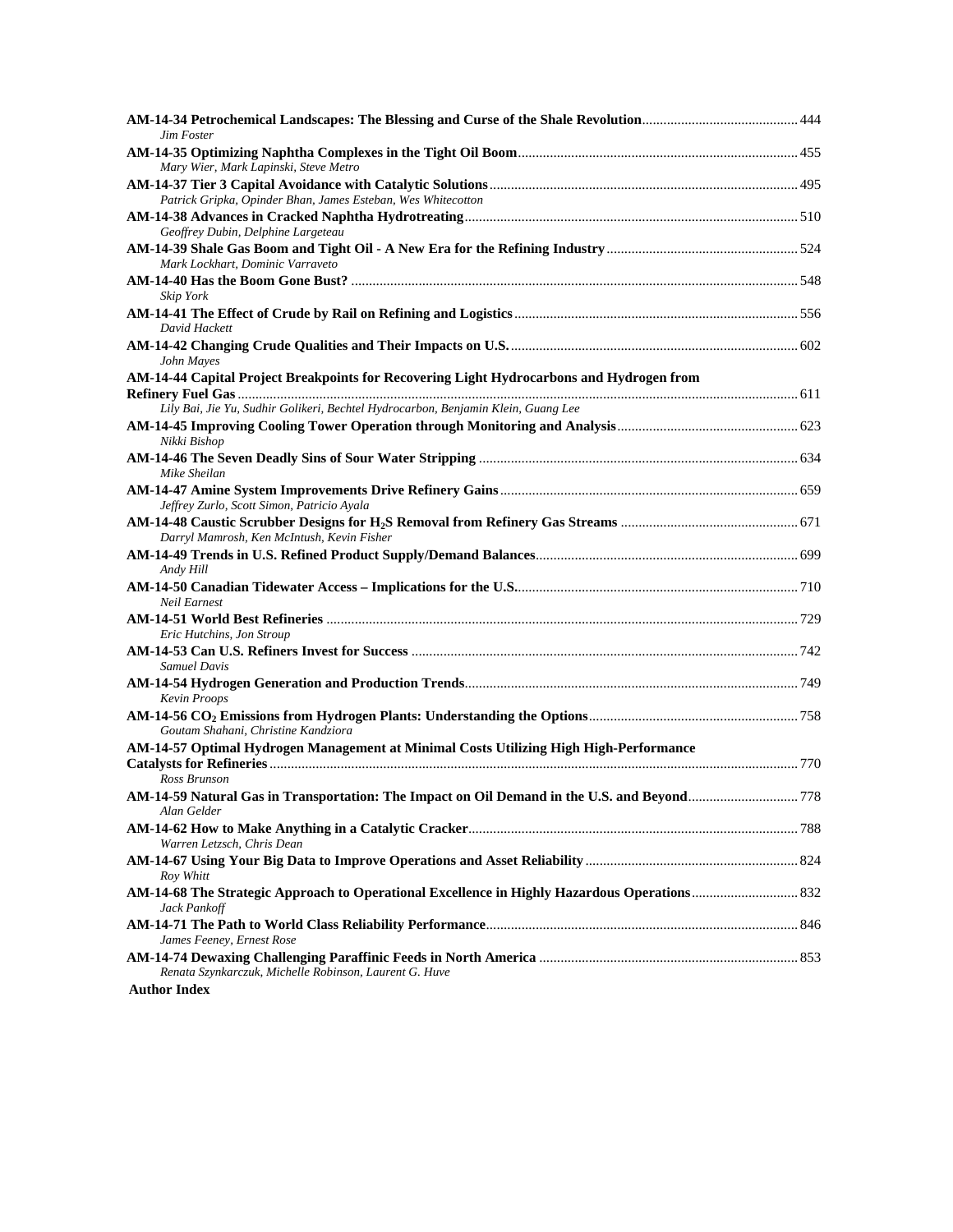**AM-14-34 Petrochemical Landscapes: The Blessing and Curse of the Shale Revolution** ........................................... 444
*Jim Foster*

**AM-14-35 Optimizing Naphtha Complexes in the Tight Oil Boom** ............................................................................. 455
*Mary Wier, Mark Lapinski, Steve Metro*

**AM-14-37 Tier 3 Capital Avoidance with Catalytic Solutions** ...................................................................................... 495
*Patrick Gripka, Opinder Bhan, James Esteban, Wes Whitecotton*

**AM-14-38 Advances in Cracked Naphtha Hydrotreating** ............................................................................................ 510
*Geoffrey Dubin, Delphine Largeteau*

**AM-14-39 Shale Gas Boom and Tight Oil - A New Era for the Refining Industry** ..................................................... 524
*Mark Lockhart, Dominic Varraveto*

**AM-14-40 Has the Boom Gone Bust?** ............................................................................................................................ 548
*Skip York*

**AM-14-41 The Effect of Crude by Rail on Refining and Logistics** ............................................................................... 556
*David Hackett*

**AM-14-42 Changing Crude Qualities and Their Impacts on U.S.** ................................................................................ 602
*John Mayes*

**AM-14-44 Capital Project Breakpoints for Recovering Light Hydrocarbons and Hydrogen from Refinery Fuel Gas** ............................................................................................................................................................. 611
*Lily Bai, Jie Yu, Sudhir Golikeri, Bechtel Hydrocarbon, Benjamin Klein, Guang Lee*

**AM-14-45 Improving Cooling Tower Operation through Monitoring and Analysis** .................................................. 623
*Nikki Bishop*

**AM-14-46 The Seven Deadly Sins of Sour Water Stripping** ......................................................................................... 634
*Mike Sheilan*

**AM-14-47 Amine System Improvements Drive Refinery Gains** ................................................................................... 659
*Jeffrey Zurlo, Scott Simon, Patricio Ayala*

**AM-14-48 Caustic Scrubber Designs for $H_2S$ Removal from Refinery Gas Streams** ................................................. 671
*Darryl Mamrosh, Ken McIntush, Kevin Fisher*

**AM-14-49 Trends in U.S. Refined Product Supply/Demand Balances** ......................................................................... 699
*Andy Hill*

**AM-14-50 Canadian Tidewater Access – Implications for the U.S.** .............................................................................. 710
*Neil Earnest*

**AM-14-51 World Best Refineries** ................................................................................................................................... 729
*Eric Hutchins, Jon Stroup*

**AM-14-53 Can U.S. Refiners Invest for Success** ............................................................................................................ 742
*Samuel Davis*

**AM-14-54 Hydrogen Generation and Production Trends** ............................................................................................. 749
*Kevin Proops*

**AM-14-56 $CO_2$ Emissions from Hydrogen Plants: Understanding the Options** .......................................................... 758
*Goutam Shahani, Christine Kandziora*

**AM-14-57 Optimal Hydrogen Management at Minimal Costs Utilizing High High-Performance Catalysts for Refineries** .................................................................................................................................................... 770
*Ross Brunson*

**AM-14-59 Natural Gas in Transportation: The Impact on Oil Demand in the U.S. and Beyond** ............................... 778
*Alan Gelder*

**AM-14-62 How to Make Anything in a Catalytic Cracker** ............................................................................................ 788
*Warren Letzsch, Chris Dean*

**AM-14-67 Using Your Big Data to Improve Operations and Asset Reliability** ........................................................... 824
*Roy Whitt*

**AM-14-68 The Strategic Approach to Operational Excellence in Highly Hazardous Operations** ............................. 832
*Jack Pankoff*

**AM-14-71 The Path to World Class Reliability Performance** ....................................................................................... 846
*James Feeney, Ernest Rose*

**AM-14-74 Dewaxing Challenging Paraffinic Feeds in North America** ........................................................................ 853
*Renata Szynkarczuk, Michelle Robinson, Laurent G. Huve*

**Author Index**